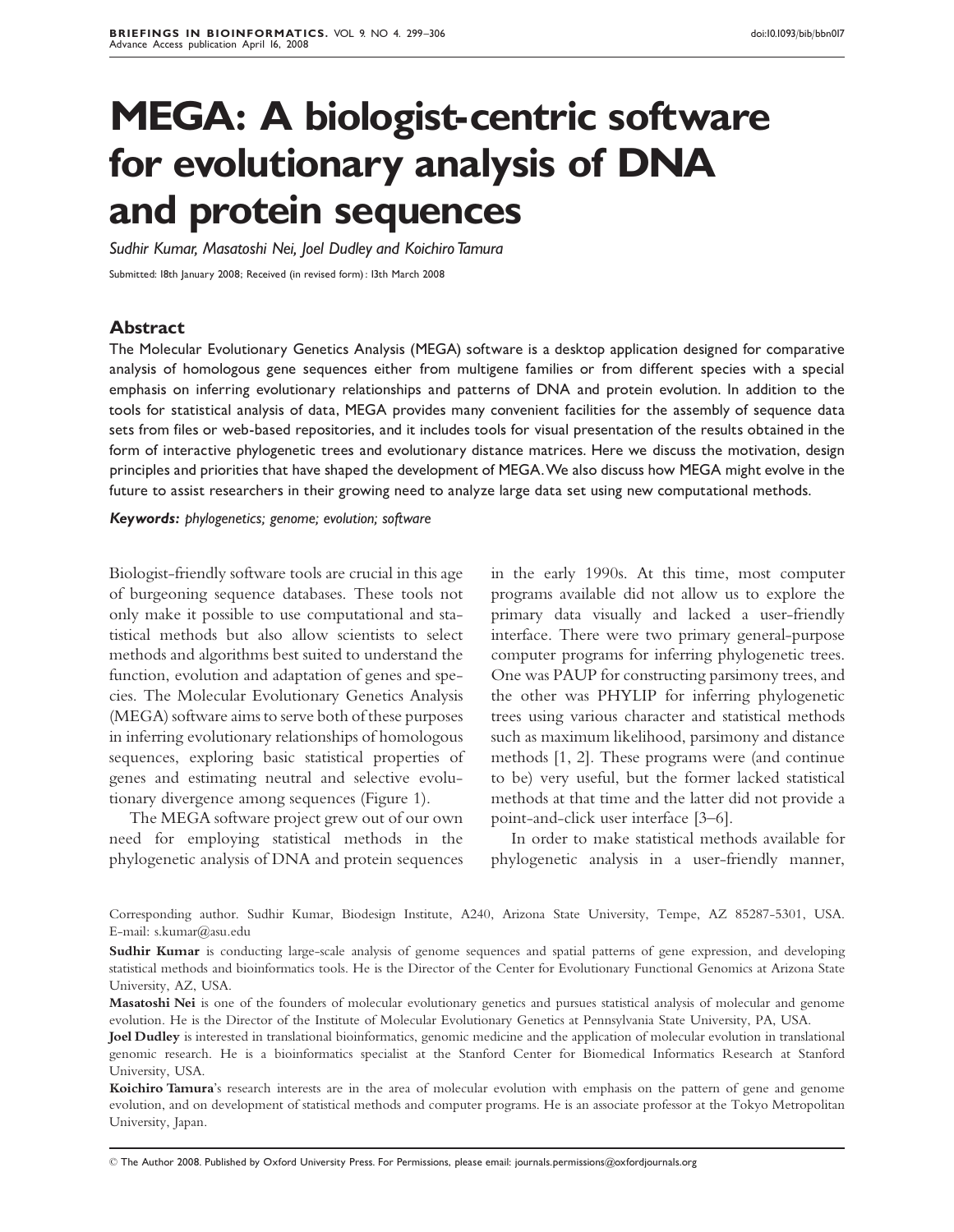// 

# MEGA: A biologist-centric software for evolutionary analysis of DNA and protein sequences

*Sudhir Kumar, Masatoshi Nei, Joel Dudley and Koichiro Tamura*

Submitted: 18th January 2008; Received (in revised form): 13th March 2008

## Abstract

The Molecular Evolutionary Genetics Analysis (MEGA) software is a desktop application designed for comparative analysis of homologous gene sequences either from multigene families or from different species with a special emphasis on inferring evolutionary relationships and patterns of DNA and protein evolution. In addition to the tools for statistical analysis of data, MEGA provides many convenient facilities for the assembly of sequence data sets from files or web-based repositories, and it includes tools for visual presentation of the results obtained in the form of interactive phylogenetic trees and evolutionary distance matrices. Here we discuss the motivation, design principles and priorities that have shaped the development of MEGA. We also discuss how MEGA might evolve in the future to assist researchers in their growing need to analyze large data set using new computational methods.

**Keywords:** *phylogenetics; genome; evolution; software*

Biologist-friendly software tools are crucial in this age of burgeoning sequence databases. These tools not only make it possible to use computational and statistical methods but also allow scientists to select methods and algorithms best suited to understand the function, evolution and adaptation of genes and species. The Molecular Evolutionary Genetics Analysis (MEGA) software aims to serve both of these purposes in inferring evolutionary relationships of homologous sequences, exploring basic statistical properties of genes and estimating neutral and selective evolutionary divergence among sequences (Figure 1).

The MEGA software project grew out of our own need for employing statistical methods in the phylogenetic analysis of DNA and protein sequences in the early 1990s. At this time, most computer programs available did not allow us to explore the primary data visually and lacked a user-friendly interface. There were two primary general-purpose computer programs for inferring phylogenetic trees. One was PAUP for constructing parsimony trees, and the other was PHYLIP for inferring phylogenetic trees using various character and statistical methods such as maximum likelihood, parsimony and distance methods [1, 2]. These programs were (and continue to be) very useful, but the former lacked statistical methods at that time and the latter did not provide a point-and-click user interface [3–6].

In order to make statistical methods available for phylogenetic analysis in a user-friendly manner,

Corresponding author. Sudhir Kumar, Biodesign Institute, A240, Arizona State University, Tempe, AZ 85287-5301, USA. E-mail: s.kumar@asu.edu

**Sudhir Kumar** is conducting large-scale analysis of genome sequences and spatial patterns of gene expression, and developing statistical methods and bioinformatics tools. He is the Director of the Center for Evolutionary Functional Genomics at Arizona State University, AZ, USA.

**Masatoshi Nei** is one of the founders of molecular evolutionary genetics and pursues statistical analysis of molecular and genome evolution. He is the Director of the Institute of Molecular Evolutionary Genetics at Pennsylvania State University, PA, USA.

**Joel Dudley** is interested in translational bioinformatics, genomic medicine and the application of molecular evolution in translational genomic research. He is a bioinformatics specialist at the Stanford Center for Biomedical Informatics Research at Stanford University, USA.

**Koichiro Tamura**'s research interests are in the area of molecular evolution with emphasis on the pattern of gene and genome evolution, and on development of statistical methods and computer programs. He is an associate professor at the Tokyo Metropolitan University, Japan.

© The Author 2008. Published by Oxford University Press. For Permissions, please email: journals.permissions@oxfordjournals.org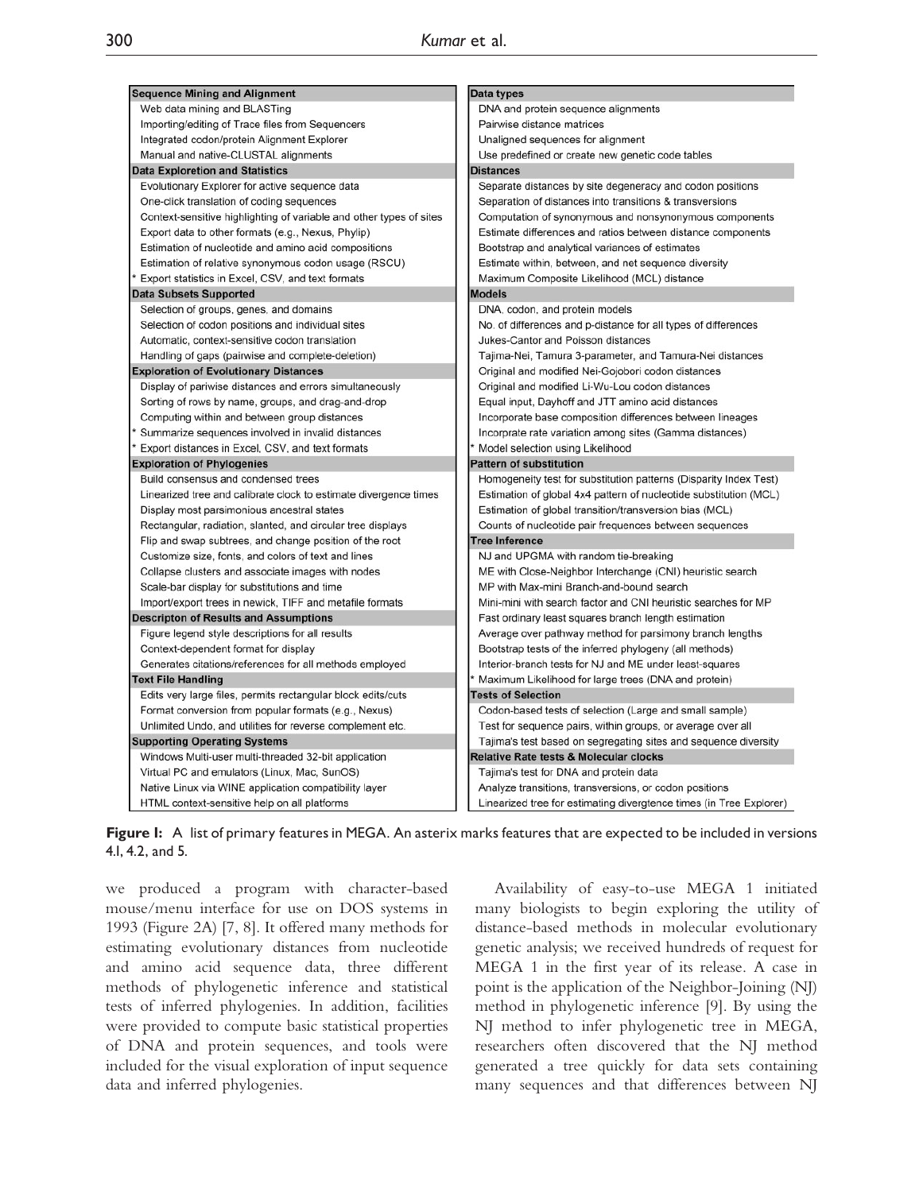| Sequence Mining and Alignment | Data types |
|---|---|
| Web data mining and BLASTing | DNA and protein sequence alignments |
| Importing/editing of Trace files from Sequencers | Pairwise distance matrices |
| Integrated codon/protein Alignment Explorer | Unaligned sequences for alignment |
| Manual and native-CLUSTAL alignments | Use predefined or create new genetic code tables |
| **Data Exploretion and Statistics** | **Distances** |
| Evolutionary Explorer for active sequence data | Separate distances by site degeneracy and codon positions |
| One-click translation of coding sequences | Separation of distances into transitions & transversions |
| Context-sensitive highlighting of variable and other types of sites | Computation of synonymous and nonsynonymous components |
| Export data to other formats (e.g., Nexus, Phylip) | Estimate differences and ratios between distance components |
| Estimation of nucleotide and amino acid compositions | Bootstrap and analytical variances of estimates |
| Estimation of relative synonymous codon usage (RSCU) | Estimate within, between, and net sequence diversity |
| * Export statistics in Excel, CSV, and text formats | Maximum Composite Likelihood (MCL) distance |
| **Data Subsets Supported** | **Models** |
| Selection of groups, genes, and domains | DNA, codon, and protein models |
| Selection of codon positions and individual sites | No. of differences and p-distance for all types of differences |
| Automatic, context-sensitive codon translation | Jukes-Cantor and Poisson distances |
| Handling of gaps (pairwise and complete-deletion) | Tajima-Nei, Tamura 3-parameter, and Tamura-Nei distances |
| **Exploration of Evolutionary Distances** | Original and modified Nei-Gojobori codon distances |
| Display of pariwise distances and errors simultaneously | Original and modified Li-Wu-Lou codon distances |
| Sorting of rows by name, groups, and drag-and-drop | Equal input, Dayhoff and JTT amino acid distances |
| Computing within and between group distances | Incorporate base composition differences between lineages |
| * Summarize sequences involved in invalid distances | Incorprate rate variation among sites (Gamma distances) |
| * Export distances in Excel, CSV, and text formats | * Model selection using Likelihood |
| **Exploration of Phylogenies** | **Pattern of substitution** |
| Build consensus and condensed trees | Homogeneity test for substitution patterns (Disparity Index Test) |
| Linearized tree and calibrate clock to estimate divergence times | Estimation of global 4x4 pattern of nucleotide substitution (MCL) |
| Display most parsimonious ancestral states | Estimation of global transition/transversion bias (MCL) |
| Rectangular, radiation, slanted, and circular tree displays | Counts of nucleotide pair frequences between sequences |
| Flip and swap subtrees, and change position of the root | **Tree Inference** |
| Customize size, fonts, and colors of text and lines | NJ and UPGMA with random tie-breaking |
| Collapse clusters and associate images with nodes | ME with Close-Neighbor Interchange (CNI) heuristic search |
| Scale-bar display for substitutions and time | MP with Max-mini Branch-and-bound search |
| Import/export trees in newick, TIFF and metafile formats | Mini-mini with search factor and CNI heuristic searches for MP |
| **Descripton of Results and Assumptions** | Fast ordinary least squares branch length estimation |
| Figure legend style descriptions for all results | Average over pathway method for parsimony branch lengths |
| Context-dependent format for display | Bootstrap tests of the inferred phylogeny (all methods) |
| Generates citations/references for all methods employed | Interior-branch tests for NJ and ME under least-squares |
| **Text File Handling** | * Maximum Likelihood for large trees (DNA and protein) |
| Edits very large files, permits rectangular block edits/cuts | **Tests of Selection** |
| Format conversion from popular formats (e.g., Nexus) | Codon-based tests of selection (Large and small sample) |
| Unlimited Undo, and utilities for reverse complement etc. | Test for sequence pairs, within groups, or average over all |
| **Supporting Operating Systems** | Tajima's test based on segregating sites and sequence diversity |
| Windows Multi-user multi-threaded 32-bit application | **Relative Rate tests & Molecular clocks** |
| Virtual PC and emulators (Linux, Mac, SunOS) | Tajima's test for DNA and protein data |
| Native Linux via WINE application compatibility layer | Analyze transitions, transversions, or codon positions |
| HTML context-sensitive help on all platforms | Linearized tree for estimating divergence times (in Tree Explorer) |

**Figure 1:** A list of primary features in MEGA. An asterix marks features that are expected to be included in versions 4.1, 4.2, and 5.

we produced a program with character-based mouse/menu interface for use on DOS systems in 1993 (Figure 2A) [7, 8]. It offered many methods for estimating evolutionary distances from nucleotide and amino acid sequence data, three different methods of phylogenetic inference and statistical tests of inferred phylogenies. In addition, facilities were provided to compute basic statistical properties of DNA and protein sequences, and tools were included for the visual exploration of input sequence data and inferred phylogenies.

Availability of easy-to-use MEGA 1 initiated many biologists to begin exploring the utility of distance-based methods in molecular evolutionary genetic analysis; we received hundreds of request for MEGA 1 in the first year of its release. A case in point is the application of the Neighbor-Joining (NJ) method in phylogenetic inference [9]. By using the NJ method to infer phylogenetic tree in MEGA, researchers often discovered that the NJ method generated a tree quickly for data sets containing many sequences and that differences between NJ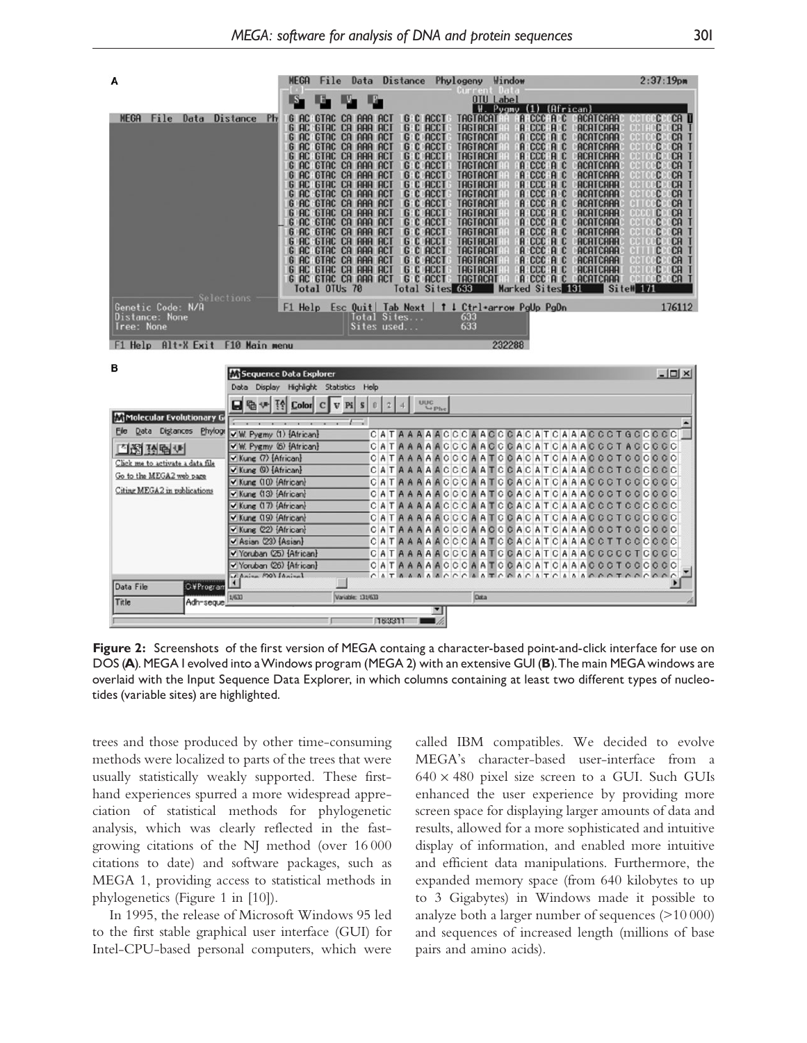**Figure 2:** Screenshots of the first version of MEGA containg a character-based point-and-click interface for use on DOS (**A**). MEGA 1 evolved into a Windows program (MEGA 2) with an extensive GUI (**B**). The main MEGA windows are overlaid with the Input Sequence Data Explorer, in which columns containing at least two different types of nucleotides (variable sites) are highlighted.

trees and those produced by other time-consuming methods were localized to parts of the trees that were usually statistically weakly supported. These first-hand experiences spurred a more widespread appreciation of statistical methods for phylogenetic analysis, which was clearly reflected in the fast-growing citations of the NJ method (over 16 000 citations to date) and software packages, such as MEGA 1, providing access to statistical methods in phylogenetics (Figure 1 in [10]).

In 1995, the release of Microsoft Windows 95 led to the first stable graphical user interface (GUI) for Intel-CPU-based personal computers, which were called IBM compatibles. We decided to evolve MEGA's character-based user-interface from a $640 \times 480$ pixel size screen to a GUI. Such GUIs enhanced the user experience by providing more screen space for displaying larger amounts of data and results, allowed for a more sophisticated and intuitive display of information, and enabled more intuitive and efficient data manipulations. Furthermore, the expanded memory space (from 640 kilobytes to up to 3 Gigabytes) in Windows made it possible to analyze both a larger number of sequences (>10 000) and sequences of increased length (millions of base pairs and amino acids).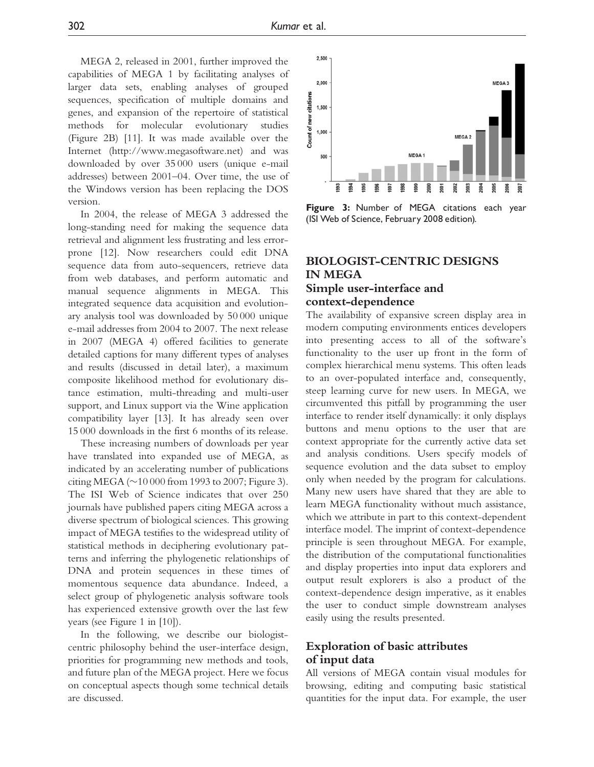MEGA 2, released in 2001, further improved the capabilities of MEGA 1 by facilitating analyses of larger data sets, enabling analyses of grouped sequences, specification of multiple domains and genes, and expansion of the repertoire of statistical methods for molecular evolutionary studies (Figure 2B) [11]. It was made available over the Internet (http://www.megasoftware.net) and was downloaded by over 35 000 users (unique e-mail addresses) between 2001–04. Over time, the use of the Windows version has been replacing the DOS version.

In 2004, the release of MEGA 3 addressed the long-standing need for making the sequence data retrieval and alignment less frustrating and less error-prone [12]. Now researchers could edit DNA sequence data from auto-sequencers, retrieve data from web databases, and perform automatic and manual sequence alignments in MEGA. This integrated sequence data acquisition and evolutionary analysis tool was downloaded by 50 000 unique e-mail addresses from 2004 to 2007. The next release in 2007 (MEGA 4) offered facilities to generate detailed captions for many different types of analyses and results (discussed in detail later), a maximum composite likelihood method for evolutionary distance estimation, multi-threading and multi-user support, and Linux support via the Wine application compatibility layer [13]. It has already seen over 15 000 downloads in the first 6 months of its release.

These increasing numbers of downloads per year have translated into expanded use of MEGA, as indicated by an accelerating number of publications citing MEGA (~10 000 from 1993 to 2007; Figure 3). The ISI Web of Science indicates that over 250 journals have published papers citing MEGA across a diverse spectrum of biological sciences. This growing impact of MEGA testifies to the widespread utility of statistical methods in deciphering evolutionary patterns and inferring the phylogenetic relationships of DNA and protein sequences in these times of momentous sequence data abundance. Indeed, a select group of phylogenetic analysis software tools has experienced extensive growth over the last few years (see Figure 1 in [10]).

In the following, we describe our biologist-centric philosophy behind the user-interface design, priorities for programming new methods and tools, and future plan of the MEGA project. Here we focus on conceptual aspects though some technical details are discussed.

2,500
2,000
1,500
1,000
500
Count of new citations
MEGA 1
MEGA 2
MEGA 3
1993 1994 1995 1996 1997 1998 1999 2000 2001 2002 2003 2004 2005 2006 2007

**Figure 3:** Number of MEGA citations each year (ISI Web of Science, February 2008 edition).

## BIOLOGIST-CENTRIC DESIGNS IN MEGA

### Simple user-interface and context-dependence

The availability of expansive screen display area in modern computing environments entices developers into presenting access to all of the software's functionality to the user up front in the form of complex hierarchical menu systems. This often leads to an over-populated interface and, consequently, steep learning curve for new users. In MEGA, we circumvented this pitfall by programming the user interface to render itself dynamically: it only displays buttons and menu options to the user that are context appropriate for the currently active data set and analysis conditions. Users specify models of sequence evolution and the data subset to employ only when needed by the program for calculations. Many new users have shared that they are able to learn MEGA functionality without much assistance, which we attribute in part to this context-dependent interface model. The imprint of context-dependence principle is seen throughout MEGA. For example, the distribution of the computational functionalities and display properties into input data explorers and output result explorers is also a product of the context-dependence design imperative, as it enables the user to conduct simple downstream analyses easily using the results presented.

### Exploration of basic attributes of input data

All versions of MEGA contain visual modules for browsing, editing and computing basic statistical quantities for the input data. For example, the user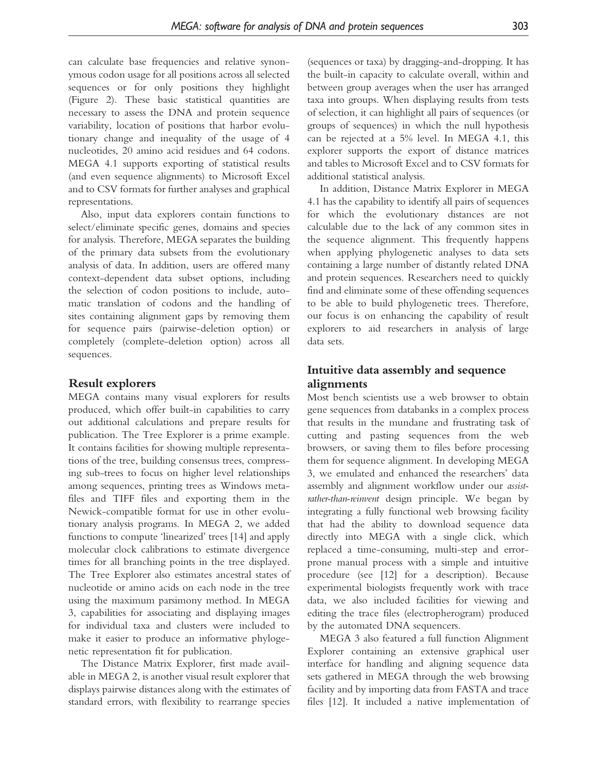can calculate base frequencies and relative synonymous codon usage for all positions across all selected sequences or for only positions they highlight (Figure 2). These basic statistical quantities are necessary to assess the DNA and protein sequence variability, location of positions that harbor evolutionary change and inequality of the usage of 4 nucleotides, 20 amino acid residues and 64 codons. MEGA 4.1 supports exporting of statistical results (and even sequence alignments) to Microsoft Excel and to CSV formats for further analyses and graphical representations.

Also, input data explorers contain functions to select/eliminate specific genes, domains and species for analysis. Therefore, MEGA separates the building of the primary data subsets from the evolutionary analysis of data. In addition, users are offered many context-dependent data subset options, including the selection of codon positions to include, automatic translation of codons and the handling of sites containing alignment gaps by removing them for sequence pairs (pairwise-deletion option) or completely (complete-deletion option) across all sequences.

## Result explorers

MEGA contains many visual explorers for results produced, which offer built-in capabilities to carry out additional calculations and prepare results for publication. The Tree Explorer is a prime example. It contains facilities for showing multiple representations of the tree, building consensus trees, compressing sub-trees to focus on higher level relationships among sequences, printing trees as Windows metafiles and TIFF files and exporting them in the Newick-compatible format for use in other evolutionary analysis programs. In MEGA 2, we added functions to compute 'linearized' trees [14] and apply molecular clock calibrations to estimate divergence times for all branching points in the tree displayed. The Tree Explorer also estimates ancestral states of nucleotide or amino acids on each node in the tree using the maximum parsimony method. In MEGA 3, capabilities for associating and displaying images for individual taxa and clusters were included to make it easier to produce an informative phylogenetic representation fit for publication.

The Distance Matrix Explorer, first made available in MEGA 2, is another visual result explorer that displays pairwise distances along with the estimates of standard errors, with flexibility to rearrange species (sequences or taxa) by dragging-and-dropping. It has the built-in capacity to calculate overall, within and between group averages when the user has arranged taxa into groups. When displaying results from tests of selection, it can highlight all pairs of sequences (or groups of sequences) in which the null hypothesis can be rejected at a 5% level. In MEGA 4.1, this explorer supports the export of distance matrices and tables to Microsoft Excel and to CSV formats for additional statistical analysis.

In addition, Distance Matrix Explorer in MEGA 4.1 has the capability to identify all pairs of sequences for which the evolutionary distances are not calculable due to the lack of any common sites in the sequence alignment. This frequently happens when applying phylogenetic analyses to data sets containing a large number of distantly related DNA and protein sequences. Researchers need to quickly find and eliminate some of these offending sequences to be able to build phylogenetic trees. Therefore, our focus is on enhancing the capability of result explorers to aid researchers in analysis of large data sets.

## Intuitive data assembly and sequence alignments

Most bench scientists use a web browser to obtain gene sequences from databanks in a complex process that results in the mundane and frustrating task of cutting and pasting sequences from the web browsers, or saving them to files before processing them for sequence alignment. In developing MEGA 3, we emulated and enhanced the researchers' data assembly and alignment workflow under our *assist-rather-than-reinvent* design principle. We began by integrating a fully functional web browsing facility that had the ability to download sequence data directly into MEGA with a single click, which replaced a time-consuming, multi-step and error-prone manual process with a simple and intuitive procedure (see [12] for a description). Because experimental biologists frequently work with trace data, we also included facilities for viewing and editing the trace files (electropherogram) produced by the automated DNA sequencers.

MEGA 3 also featured a full function Alignment Explorer containing an extensive graphical user interface for handling and aligning sequence data sets gathered in MEGA through the web browsing facility and by importing data from FASTA and trace files [12]. It included a native implementation of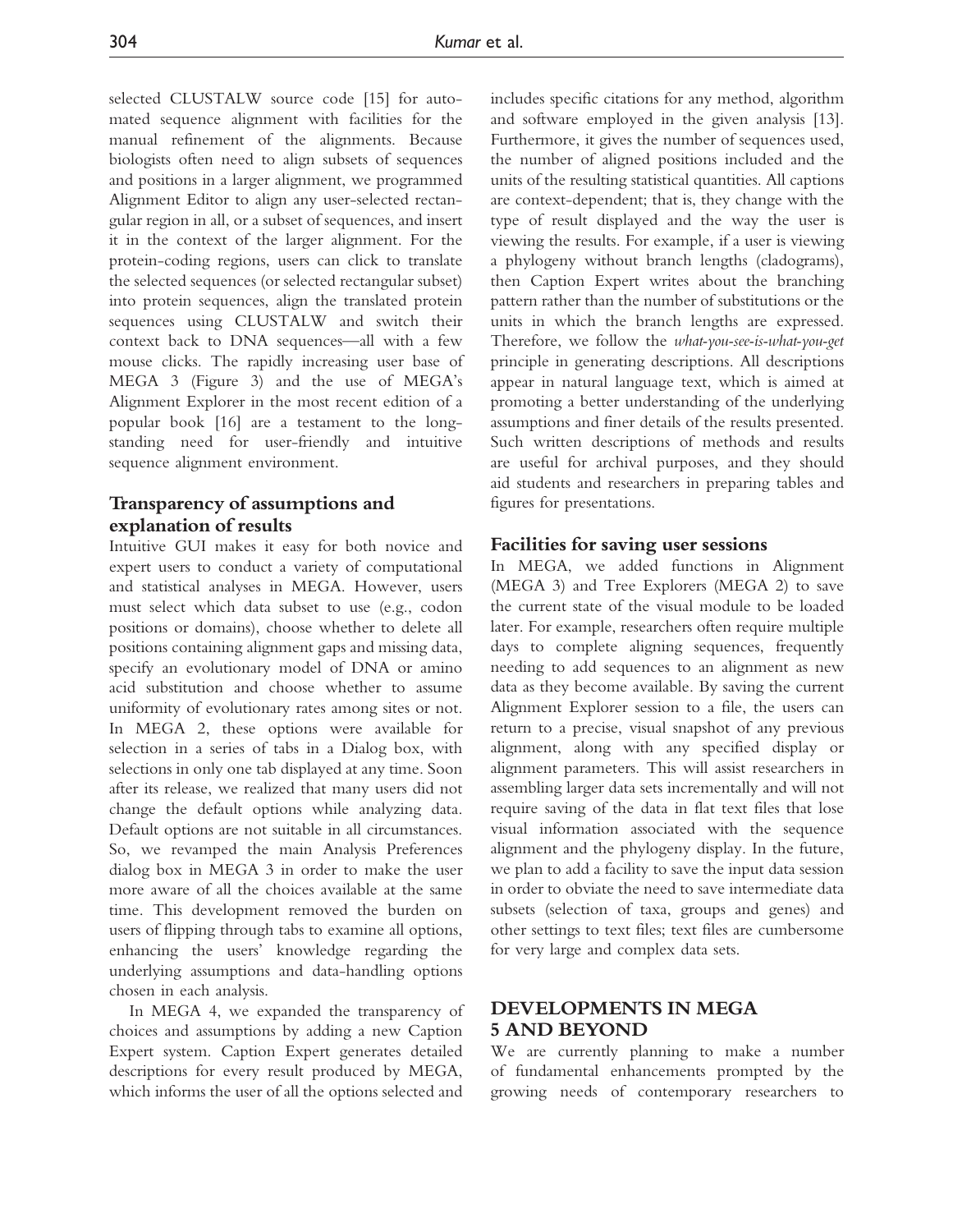selected CLUSTALW source code [15] for automated sequence alignment with facilities for the manual refinement of the alignments. Because biologists often need to align subsets of sequences and positions in a larger alignment, we programmed Alignment Editor to align any user-selected rectangular region in all, or a subset of sequences, and insert it in the context of the larger alignment. For the protein-coding regions, users can click to translate the selected sequences (or selected rectangular subset) into protein sequences, align the translated protein sequences using CLUSTALW and switch their context back to DNA sequences—all with a few mouse clicks. The rapidly increasing user base of MEGA 3 (Figure 3) and the use of MEGA's Alignment Explorer in the most recent edition of a popular book [16] are a testament to the long-standing need for user-friendly and intuitive sequence alignment environment.

## Transparency of assumptions and explanation of results

Intuitive GUI makes it easy for both novice and expert users to conduct a variety of computational and statistical analyses in MEGA. However, users must select which data subset to use (e.g., codon positions or domains), choose whether to delete all positions containing alignment gaps and missing data, specify an evolutionary model of DNA or amino acid substitution and choose whether to assume uniformity of evolutionary rates among sites or not. In MEGA 2, these options were available for selection in a series of tabs in a Dialog box, with selections in only one tab displayed at any time. Soon after its release, we realized that many users did not change the default options while analyzing data. Default options are not suitable in all circumstances. So, we revamped the main Analysis Preferences dialog box in MEGA 3 in order to make the user more aware of all the choices available at the same time. This development removed the burden on users of flipping through tabs to examine all options, enhancing the users' knowledge regarding the underlying assumptions and data-handling options chosen in each analysis.

In MEGA 4, we expanded the transparency of choices and assumptions by adding a new Caption Expert system. Caption Expert generates detailed descriptions for every result produced by MEGA, which informs the user of all the options selected and includes specific citations for any method, algorithm and software employed in the given analysis [13]. Furthermore, it gives the number of sequences used, the number of aligned positions included and the units of the resulting statistical quantities. All captions are context-dependent; that is, they change with the type of result displayed and the way the user is viewing the results. For example, if a user is viewing a phylogeny without branch lengths (cladograms), then Caption Expert writes about the branching pattern rather than the number of substitutions or the units in which the branch lengths are expressed. Therefore, we follow the *what-you-see-is-what-you-get* principle in generating descriptions. All descriptions appear in natural language text, which is aimed at promoting a better understanding of the underlying assumptions and finer details of the results presented. Such written descriptions of methods and results are useful for archival purposes, and they should aid students and researchers in preparing tables and figures for presentations.

## Facilities for saving user sessions

In MEGA, we added functions in Alignment (MEGA 3) and Tree Explorers (MEGA 2) to save the current state of the visual module to be loaded later. For example, researchers often require multiple days to complete aligning sequences, frequently needing to add sequences to an alignment as new data as they become available. By saving the current Alignment Explorer session to a file, the users can return to a precise, visual snapshot of any previous alignment, along with any specified display or alignment parameters. This will assist researchers in assembling larger data sets incrementally and will not require saving of the data in flat text files that lose visual information associated with the sequence alignment and the phylogeny display. In the future, we plan to add a facility to save the input data session in order to obviate the need to save intermediate data subsets (selection of taxa, groups and genes) and other settings to text files; text files are cumbersome for very large and complex data sets.

# DEVELOPMENTS IN MEGA 5 AND BEYOND

We are currently planning to make a number of fundamental enhancements prompted by the growing needs of contemporary researchers to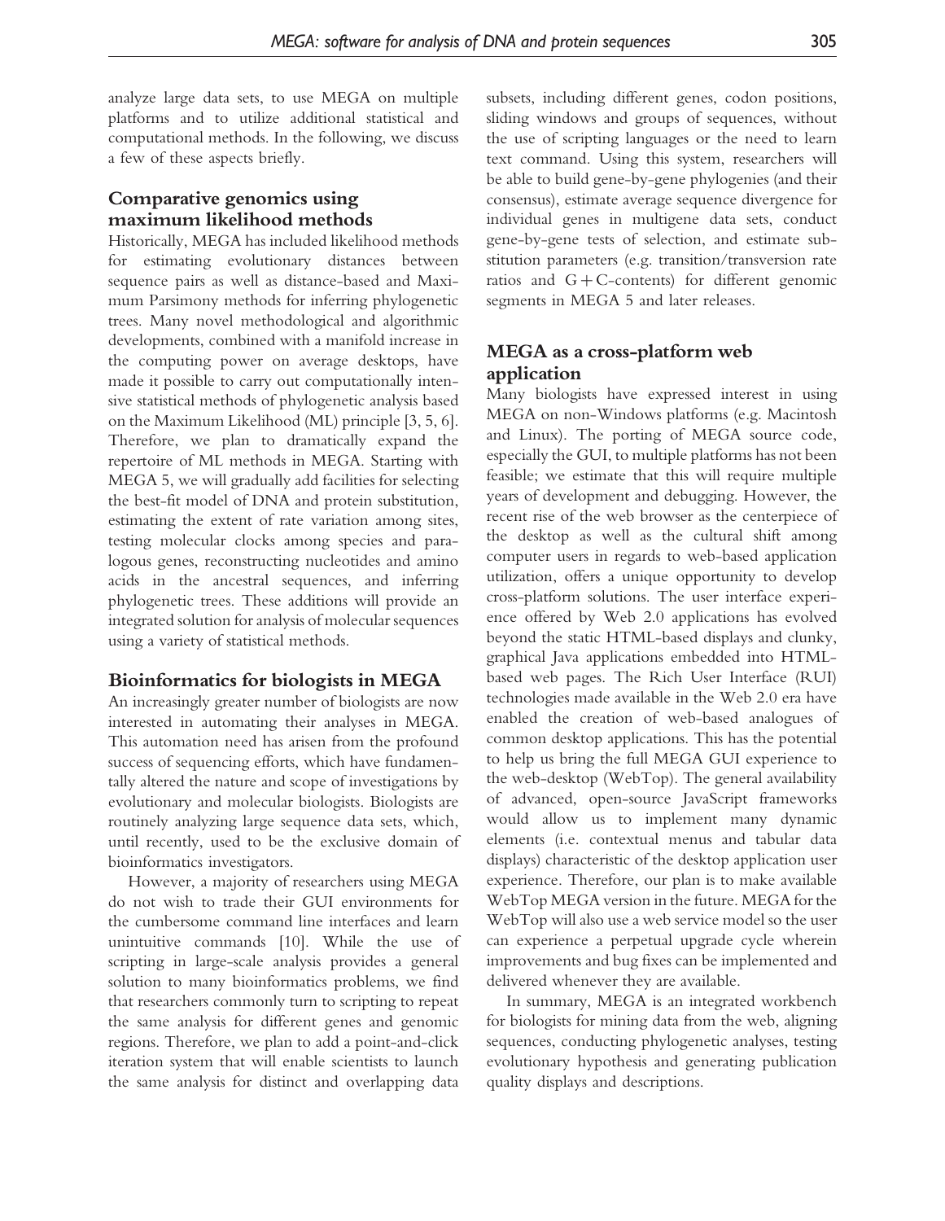analyze large data sets, to use MEGA on multiple platforms and to utilize additional statistical and computational methods. In the following, we discuss a few of these aspects briefly.

## Comparative genomics using maximum likelihood methods

Historically, MEGA has included likelihood methods for estimating evolutionary distances between sequence pairs as well as distance-based and Maximum Parsimony methods for inferring phylogenetic trees. Many novel methodological and algorithmic developments, combined with a manifold increase in the computing power on average desktops, have made it possible to carry out computationally intensive statistical methods of phylogenetic analysis based on the Maximum Likelihood (ML) principle [3, 5, 6]. Therefore, we plan to dramatically expand the repertoire of ML methods in MEGA. Starting with MEGA 5, we will gradually add facilities for selecting the best-fit model of DNA and protein substitution, estimating the extent of rate variation among sites, testing molecular clocks among species and paralogous genes, reconstructing nucleotides and amino acids in the ancestral sequences, and inferring phylogenetic trees. These additions will provide an integrated solution for analysis of molecular sequences using a variety of statistical methods.

## Bioinformatics for biologists in MEGA

An increasingly greater number of biologists are now interested in automating their analyses in MEGA. This automation need has arisen from the profound success of sequencing efforts, which have fundamentally altered the nature and scope of investigations by evolutionary and molecular biologists. Biologists are routinely analyzing large sequence data sets, which, until recently, used to be the exclusive domain of bioinformatics investigators.

However, a majority of researchers using MEGA do not wish to trade their GUI environments for the cumbersome command line interfaces and learn unintuitive commands [10]. While the use of scripting in large-scale analysis provides a general solution to many bioinformatics problems, we find that researchers commonly turn to scripting to repeat the same analysis for different genes and genomic regions. Therefore, we plan to add a point-and-click iteration system that will enable scientists to launch the same analysis for distinct and overlapping data subsets, including different genes, codon positions, sliding windows and groups of sequences, without the use of scripting languages or the need to learn text command. Using this system, researchers will be able to build gene-by-gene phylogenies (and their consensus), estimate average sequence divergence for individual genes in multigene data sets, conduct gene-by-gene tests of selection, and estimate substitution parameters (e.g. transition/transversion rate ratios and G + C-contents) for different genomic segments in MEGA 5 and later releases.

## MEGA as a cross-platform web application

Many biologists have expressed interest in using MEGA on non-Windows platforms (e.g. Macintosh and Linux). The porting of MEGA source code, especially the GUI, to multiple platforms has not been feasible; we estimate that this will require multiple years of development and debugging. However, the recent rise of the web browser as the centerpiece of the desktop as well as the cultural shift among computer users in regards to web-based application utilization, offers a unique opportunity to develop cross-platform solutions. The user interface experience offered by Web 2.0 applications has evolved beyond the static HTML-based displays and clunky, graphical Java applications embedded into HTML-based web pages. The Rich User Interface (RUI) technologies made available in the Web 2.0 era have enabled the creation of web-based analogues of common desktop applications. This has the potential to help us bring the full MEGA GUI experience to the web-desktop (WebTop). The general availability of advanced, open-source JavaScript frameworks would allow us to implement many dynamic elements (i.e. contextual menus and tabular data displays) characteristic of the desktop application user experience. Therefore, our plan is to make available WebTop MEGA version in the future. MEGA for the WebTop will also use a web service model so the user can experience a perpetual upgrade cycle wherein improvements and bug fixes can be implemented and delivered whenever they are available.

In summary, MEGA is an integrated workbench for biologists for mining data from the web, aligning sequences, conducting phylogenetic analyses, testing evolutionary hypothesis and generating publication quality displays and descriptions.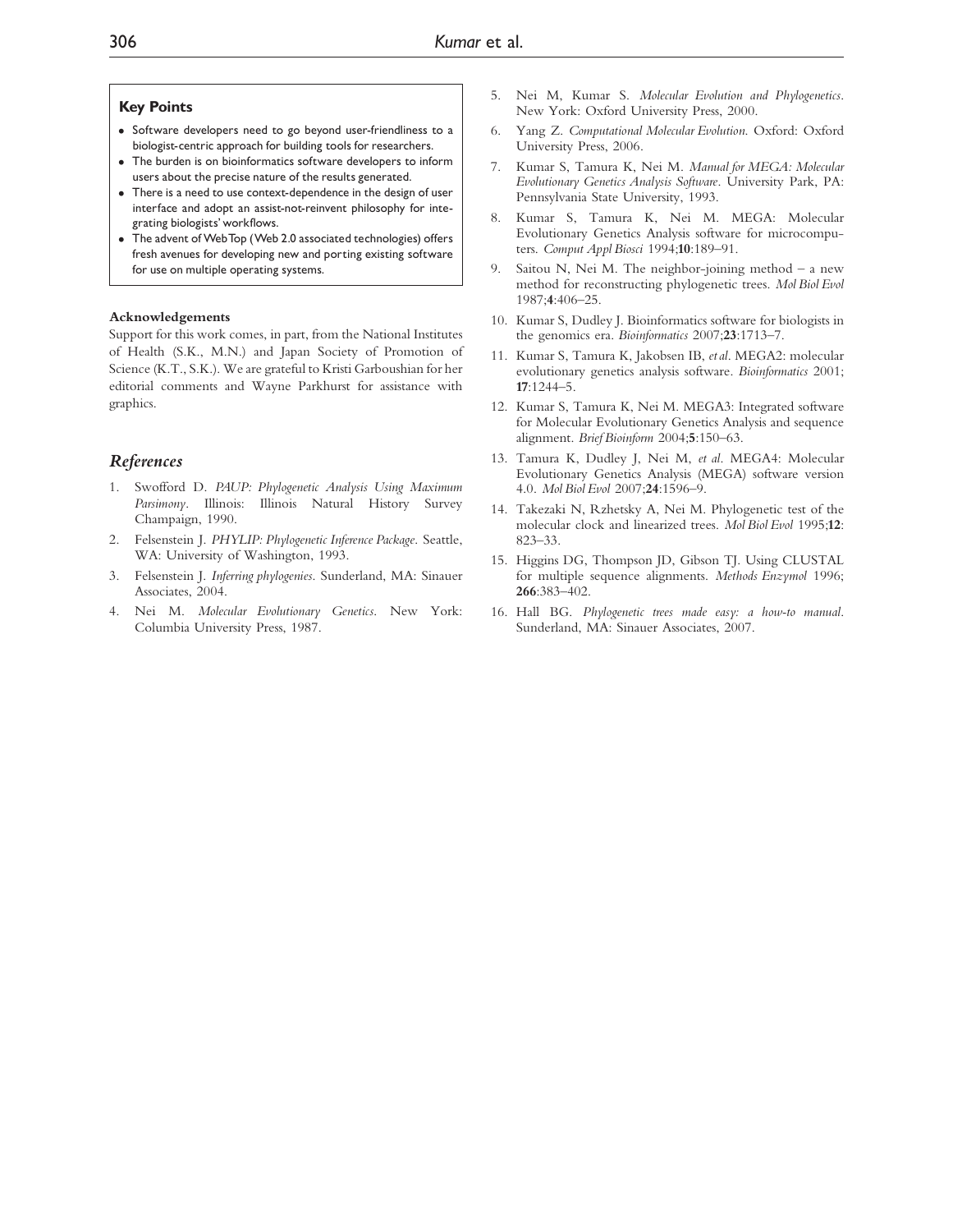### Key Points

- Software developers need to go beyond user-friendliness to a biologist-centric approach for building tools for researchers.
- The burden is on bioinformatics software developers to inform users about the precise nature of the results generated.
- There is a need to use context-dependence in the design of user interface and adopt an assist-not-reinvent philosophy for integrating biologists' workflows.
- The advent of WebTop (Web 2.0 associated technologies) offers fresh avenues for developing new and porting existing software for use on multiple operating systems.

**Acknowledgements**

Support for this work comes, in part, from the National Institutes of Health (S.K., M.N.) and Japan Society of Promotion of Science (K.T., S.K.). We are grateful to Kristi Garboushian for her editorial comments and Wayne Parkhurst for assistance with graphics.

## References

1. Swofford D. *PAUP: Phylogenetic Analysis Using Maximum Parsimony*. Illinois: Illinois Natural History Survey Champaign, 1990.
2. Felsenstein J. *PHYLIP: Phylogenetic Inference Package*. Seattle, WA: University of Washington, 1993.
3. Felsenstein J. *Inferring phylogenies*. Sunderland, MA: Sinauer Associates, 2004.
4. Nei M. *Molecular Evolutionary Genetics*. New York: Columbia University Press, 1987.
5. Nei M, Kumar S. *Molecular Evolution and Phylogenetics*. New York: Oxford University Press, 2000.
6. Yang Z. *Computational Molecular Evolution*. Oxford: Oxford University Press, 2006.
7. Kumar S, Tamura K, Nei M. *Manual for MEGA: Molecular Evolutionary Genetics Analysis Software*. University Park, PA: Pennsylvania State University, 1993.
8. Kumar S, Tamura K, Nei M. MEGA: Molecular Evolutionary Genetics Analysis software for microcomputers. *Comput Appl Biosci* 1994;**10**:189–91.
9. Saitou N, Nei M. The neighbor-joining method – a new method for reconstructing phylogenetic trees. *Mol Biol Evol* 1987;**4**:406–25.
10. Kumar S, Dudley J. Bioinformatics software for biologists in the genomics era. *Bioinformatics* 2007;**23**:1713–7.
11. Kumar S, Tamura K, Jakobsen IB, *et al*. MEGA2: molecular evolutionary genetics analysis software. *Bioinformatics* 2001; **17**:1244–5.
12. Kumar S, Tamura K, Nei M. MEGA3: Integrated software for Molecular Evolutionary Genetics Analysis and sequence alignment. *Brief Bioinform* 2004;**5**:150–63.
13. Tamura K, Dudley J, Nei M, *et al*. MEGA4: Molecular Evolutionary Genetics Analysis (MEGA) software version 4.0. *Mol Biol Evol* 2007;**24**:1596–9.
14. Takezaki N, Rzhetsky A, Nei M. Phylogenetic test of the molecular clock and linearized trees. *Mol Biol Evol* 1995;**12**: 823–33.
15. Higgins DG, Thompson JD, Gibson TJ. Using CLUSTAL for multiple sequence alignments. *Methods Enzymol* 1996; **266**:383–402.
16. Hall BG. *Phylogenetic trees made easy: a how-to manual*. Sunderland, MA: Sinauer Associates, 2007.